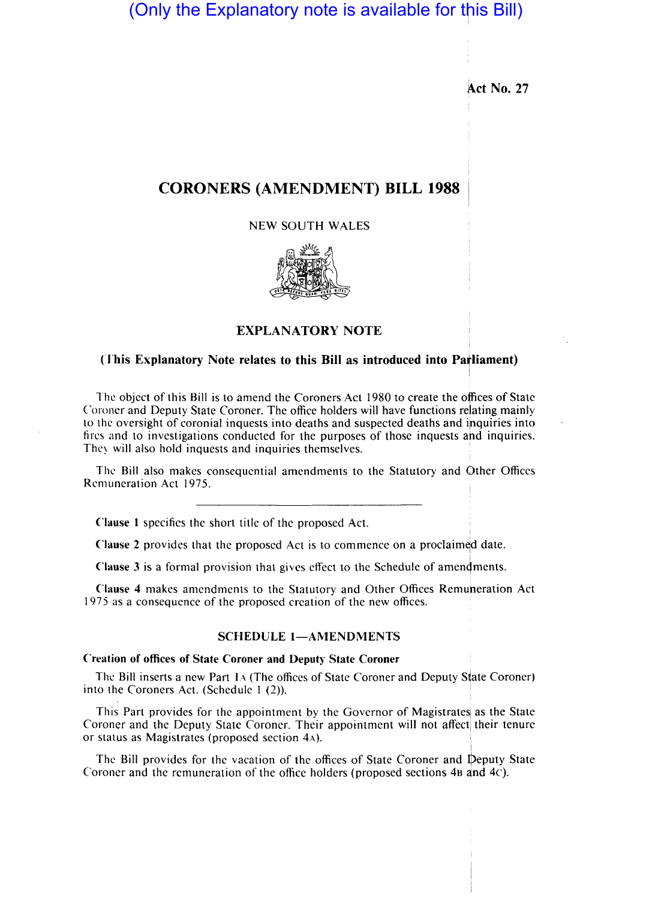(Only the Explanatory note is available for this Bill)

Act No. 27

# CORONERS (AMENDMENT) BILL 1988

NEW SOUTH WALES

## EXPLANATORY NOTE

**(This Explanatory Note relates to this Bill as introduced into Parliament)**

The object of this Bill is to amend the Coroners Act 1980 to create the offices of State Coroner and Deputy State Coroner. The office holders will have functions relating mainly to the oversight of coronial inquests into deaths and suspected deaths and inquiries into fires and to investigations conducted for the purposes of those inquests and inquiries. They will also hold inquests and inquiries themselves.

The Bill also makes consequential amendments to the Statutory and Other Offices Remuneration Act 1975.

---

**Clause 1** specifies the short title of the proposed Act.

**Clause 2** provides that the proposed Act is to commence on a proclaimed date.

**Clause 3** is a formal provision that gives effect to the Schedule of amendments.

**Clause 4** makes amendments to the Statutory and Other Offices Remuneration Act 1975 as a consequence of the proposed creation of the new offices.

## SCHEDULE 1—AMENDMENTS

**Creation of offices of State Coroner and Deputy State Coroner**

The Bill inserts a new Part 1A (The offices of State Coroner and Deputy State Coroner) into the Coroners Act. (Schedule 1 (2)).

This Part provides for the appointment by the Governor of Magistrates as the State Coroner and the Deputy State Coroner. Their appointment will not affect their tenure or status as Magistrates (proposed section 4A).

The Bill provides for the vacation of the offices of State Coroner and Deputy State Coroner and the remuneration of the office holders (proposed sections 4B and 4C).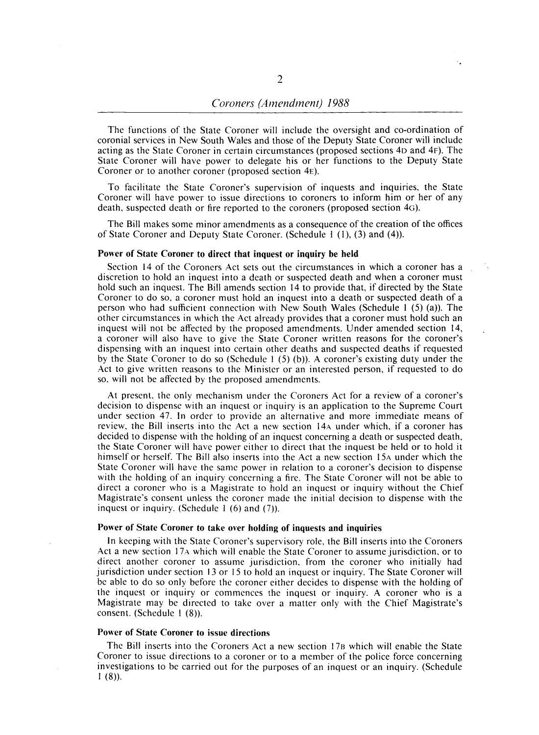The functions of the State Coroner will include the oversight and co-ordination of coronial services in New South Wales and those of the Deputy State Coroner will include acting as the State Coroner in certain circumstances (proposed sections 4D and 4F). The State Coroner will have power to delegate his or her functions to the Deputy State Coroner or to another coroner (proposed section 4E).

To facilitate the State Coroner's supervision of inquests and inquiries, the State Coroner will have power to issue directions to coroners to inform him or her of any death, suspected death or fire reported to the coroners (proposed section 4G).

The Bill makes some minor amendments as a consequence of the creation of the offices of State Coroner and Deputy State Coroner. (Schedule 1 (1), (3) and (4)).

**Power of State Coroner to direct that inquest or inquiry be held**

Section 14 of the Coroners Act sets out the circumstances in which a coroner has a discretion to hold an inquest into a death or suspected death and when a coroner must hold such an inquest. The Bill amends section 14 to provide that, if directed by the State Coroner to do so, a coroner must hold an inquest into a death or suspected death of a person who had sufficient connection with New South Wales (Schedule 1 (5) (a)). The other circumstances in which the Act already provides that a coroner must hold such an inquest will not be affected by the proposed amendments. Under amended section 14, a coroner will also have to give the State Coroner written reasons for the coroner's dispensing with an inquest into certain other deaths and suspected deaths if requested by the State Coroner to do so (Schedule 1 (5) (b)). A coroner's existing duty under the Act to give written reasons to the Minister or an interested person, if requested to do so, will not be affected by the proposed amendments.

At present, the only mechanism under the Coroners Act for a review of a coroner's decision to dispense with an inquest or inquiry is an application to the Supreme Court under section 47. In order to provide an alternative and more immediate means of review, the Bill inserts into the Act a new section 14A under which, if a coroner has decided to dispense with the holding of an inquest concerning a death or suspected death, the State Coroner will have power either to direct that the inquest be held or to hold it himself or herself. The Bill also inserts into the Act a new section 15A under which the State Coroner will have the same power in relation to a coroner's decision to dispense with the holding of an inquiry concerning a fire. The State Coroner will not be able to direct a coroner who is a Magistrate to hold an inquest or inquiry without the Chief Magistrate's consent unless the coroner made the initial decision to dispense with the inquest or inquiry. (Schedule 1 (6) and (7)).

**Power of State Coroner to take over holding of inquests and inquiries**

In keeping with the State Coroner's supervisory role, the Bill inserts into the Coroners Act a new section 17A which will enable the State Coroner to assume jurisdiction, or to direct another coroner to assume jurisdiction, from the coroner who initially had jurisdiction under section 13 or 15 to hold an inquest or inquiry. The State Coroner will be able to do so only before the coroner either decides to dispense with the holding of the inquest or inquiry or commences the inquest or inquiry. A coroner who is a Magistrate may be directed to take over a matter only with the Chief Magistrate's consent. (Schedule 1 (8)).

**Power of State Coroner to issue directions**

The Bill inserts into the Coroners Act a new section 17B which will enable the State Coroner to issue directions to a coroner or to a member of the police force concerning investigations to be carried out for the purposes of an inquest or an inquiry. (Schedule 1 (8)).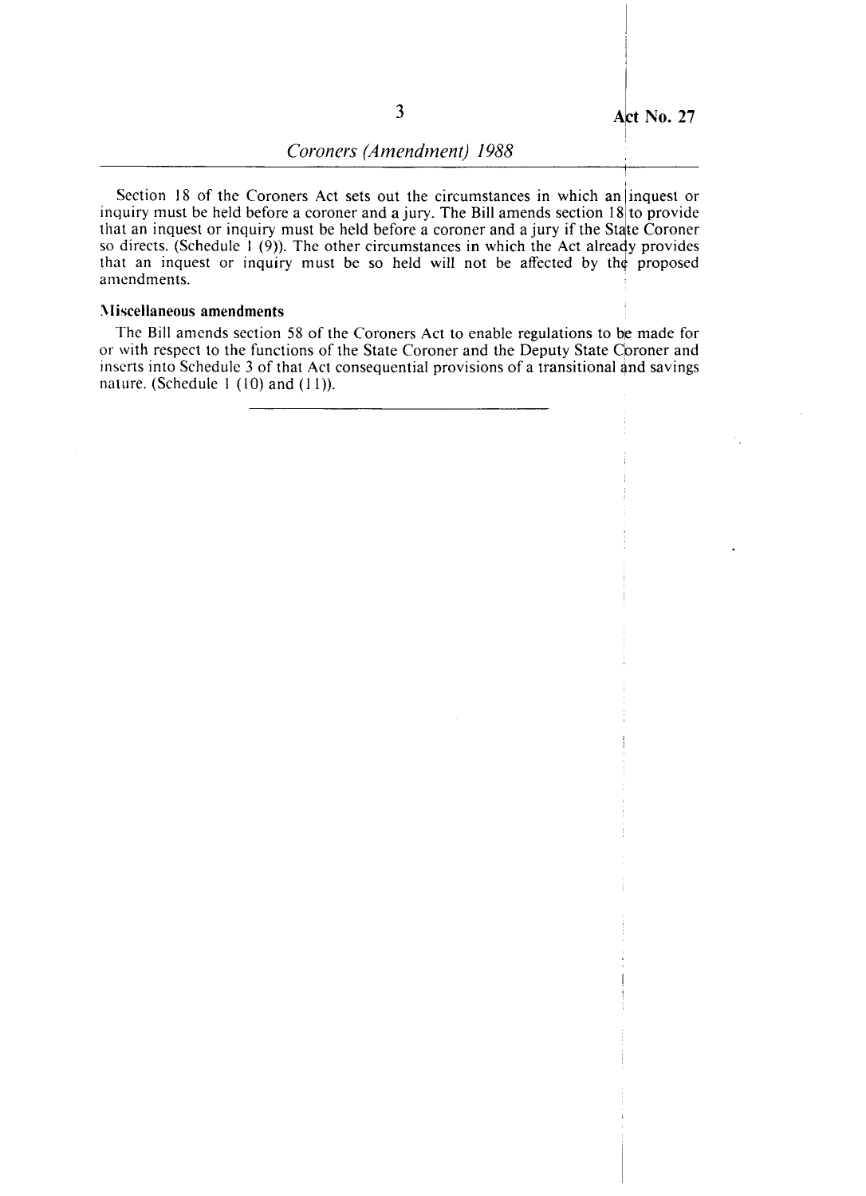Section 18 of the Coroners Act sets out the circumstances in which an inquest or inquiry must be held before a coroner and a jury. The Bill amends section 18 to provide that an inquest or inquiry must be held before a coroner and a jury if the State Coroner so directs. (Schedule 1 (9)). The other circumstances in which the Act already provides that an inquest or inquiry must be so held will not be affected by the proposed amendments.

**Miscellaneous amendments**

The Bill amends section 58 of the Coroners Act to enable regulations to be made for or with respect to the functions of the State Coroner and the Deputy State Coroner and inserts into Schedule 3 of that Act consequential provisions of a transitional and savings nature. (Schedule 1 (10) and (11)).